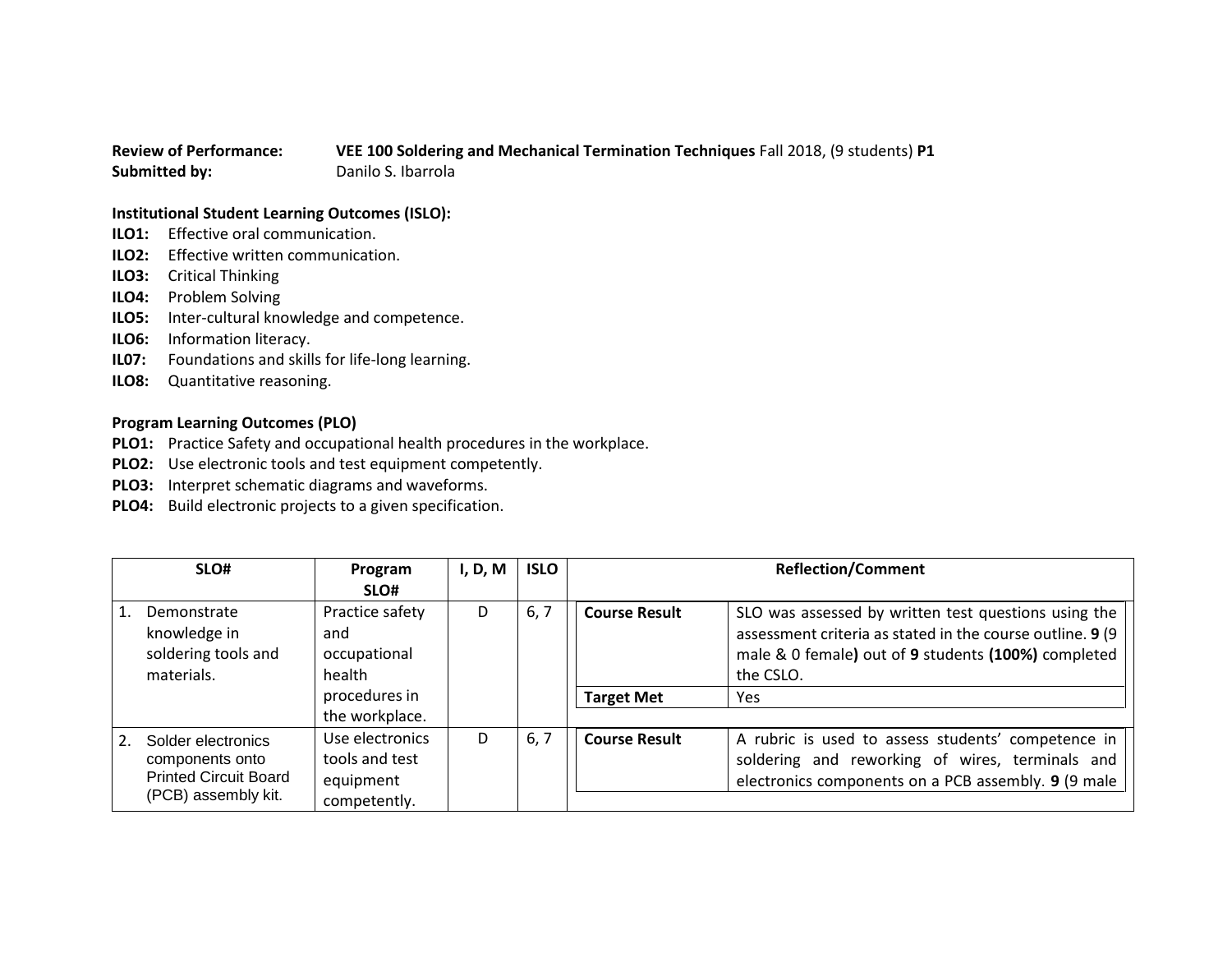**Review of Performance:** **VEE 100 Soldering and Mechanical Termination Techniques** Fall 2018, (9 students) **P1**
**Submitted by:** Danilo S. Ibarrola

**Institutional Student Learning Outcomes (ISLO):**

**ILO1:** Effective oral communication.
**ILO2:** Effective written communication.
**ILO3:** Critical Thinking
**ILO4:** Problem Solving
**ILO5:** Inter-cultural knowledge and competence.
**ILO6:** Information literacy.
**IL07:** Foundations and skills for life-long learning.
**ILO8:** Quantitative reasoning.

**Program Learning Outcomes (PLO)**

**PLO1:** Practice Safety and occupational health procedures in the workplace.
**PLO2:** Use electronic tools and test equipment competently.
**PLO3:** Interpret schematic diagrams and waveforms.
**PLO4:** Build electronic projects to a given specification.

| SLO# | Program SLO# | I, D, M | ISLO | Reflection/Comment | |
|---|---|---|---|---|---|
| 1. Demonstrate knowledge in soldering tools and materials. | Practice safety and occupational health procedures in the workplace. | D | 6, 7 | **Course Result** | SLO was assessed by written test questions using the assessment criteria as stated in the course outline. **9** (9 male & 0 female**)** out of **9** students **(100%)** completed the CSLO. |
| | | | | **Target Met** | Yes |
| 2. Solder electronics components onto Printed Circuit Board (PCB) assembly kit. | Use electronics tools and test equipment competently. | D | 6, 7 | **Course Result** | A rubric is used to assess students' competence in soldering and reworking of wires, terminals and electronics components on a PCB assembly. **9** (9 male |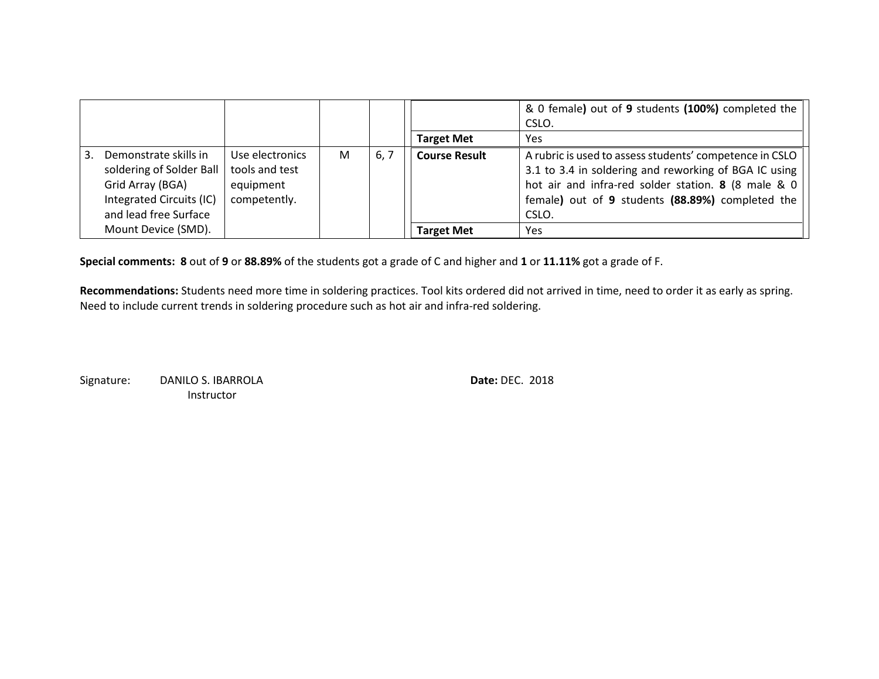| | | | | | | |
|---|---|---|---|---|---|---|
| | | | | | | & 0 female**)** out of **9** students **(100%)** completed the CSLO. |
| | | | | | **Target Met** | Yes |
| 3. Demonstrate skills in soldering of Solder Ball Grid Array (BGA) Integrated Circuits (IC) and lead free Surface Mount Device (SMD). | Use electronics tools and test equipment competently. | M | 6, 7 | | **Course Result** | A rubric is used to assess students' competence in CSLO 3.1 to 3.4 in soldering and reworking of BGA IC using hot air and infra-red solder station. **8** (8 male & 0 female**)** out of **9** students **(88.89%)** completed the CSLO. |
| | | | | | **Target Met** | Yes |

**Special comments: 8** out of **9** or **88.89%** of the students got a grade of C and higher and **1** or **11.11%** got a grade of F.

**Recommendations:** Students need more time in soldering practices. Tool kits ordered did not arrived in time, need to order it as early as spring. Need to include current trends in soldering procedure such as hot air and infra-red soldering.

Signature: DANILO S. IBARROLA
Instructor

**Date:** DEC. 2018